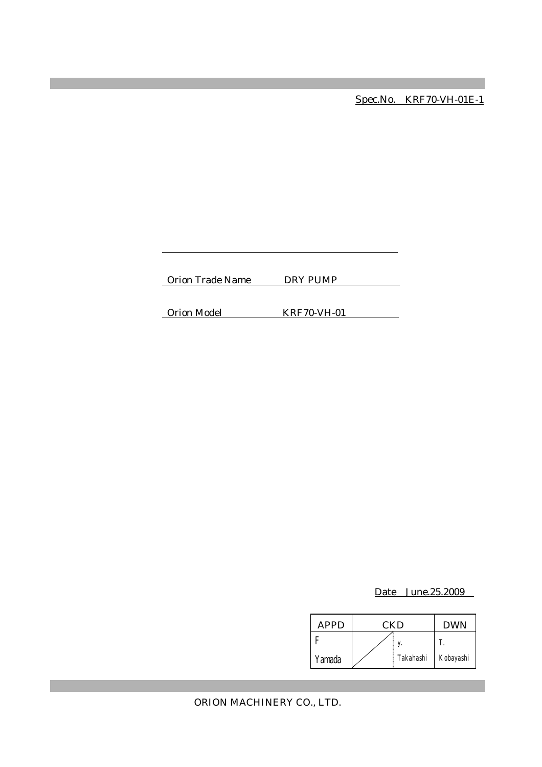Spec.No.　KRF70-VH-01E-1

| | |
|---|---|
| Orion Trade Name | DRY PUMP |
| Orion Model | KRF70-VH-01 |

Date　June.25.2009

| APPD | CKD | | DWN |
|---|---|---|---|
| F Yamada | | y. Takahashi | T. Kobayashi |

ORION MACHINERY CO., LTD.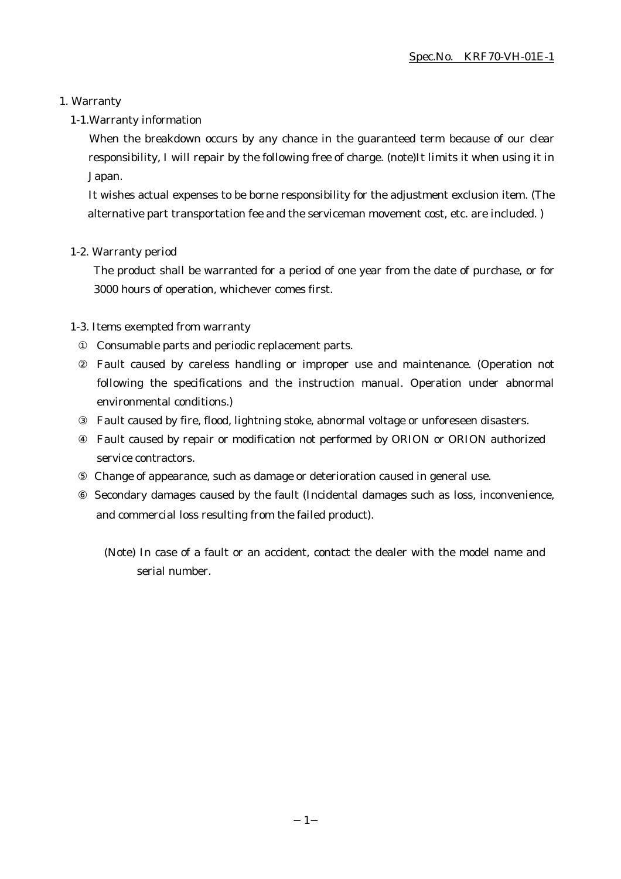Spec.No. KRF70-VH-01E-1

# 1. Warranty

## 1-1.Warranty information

When the breakdown occurs by any chance in the guaranteed term because of our clear responsibility, I will repair by the following free of charge. (note)It limits it when using it in Japan.

It wishes actual expenses to be borne responsibility for the adjustment exclusion item. (The alternative part transportation fee and the serviceman movement cost, etc. are included. )

## 1-2. Warranty period

The product shall be warranted for a period of one year from the date of purchase, or for 3000 hours of operation, whichever comes first.

## 1-3. Items exempted from warranty

① Consumable parts and periodic replacement parts.

② Fault caused by careless handling or improper use and maintenance. (Operation not following the specifications and the instruction manual. Operation under abnormal environmental conditions.)

③ Fault caused by fire, flood, lightning stoke, abnormal voltage or unforeseen disasters.

④ Fault caused by repair or modification not performed by ORION or ORION authorized service contractors.

⑤ Change of appearance, such as damage or deterioration caused in general use.

⑥ Secondary damages caused by the fault (Incidental damages such as loss, inconvenience, and commercial loss resulting from the failed product).

(Note) In case of a fault or an accident, contact the dealer with the model name and serial number.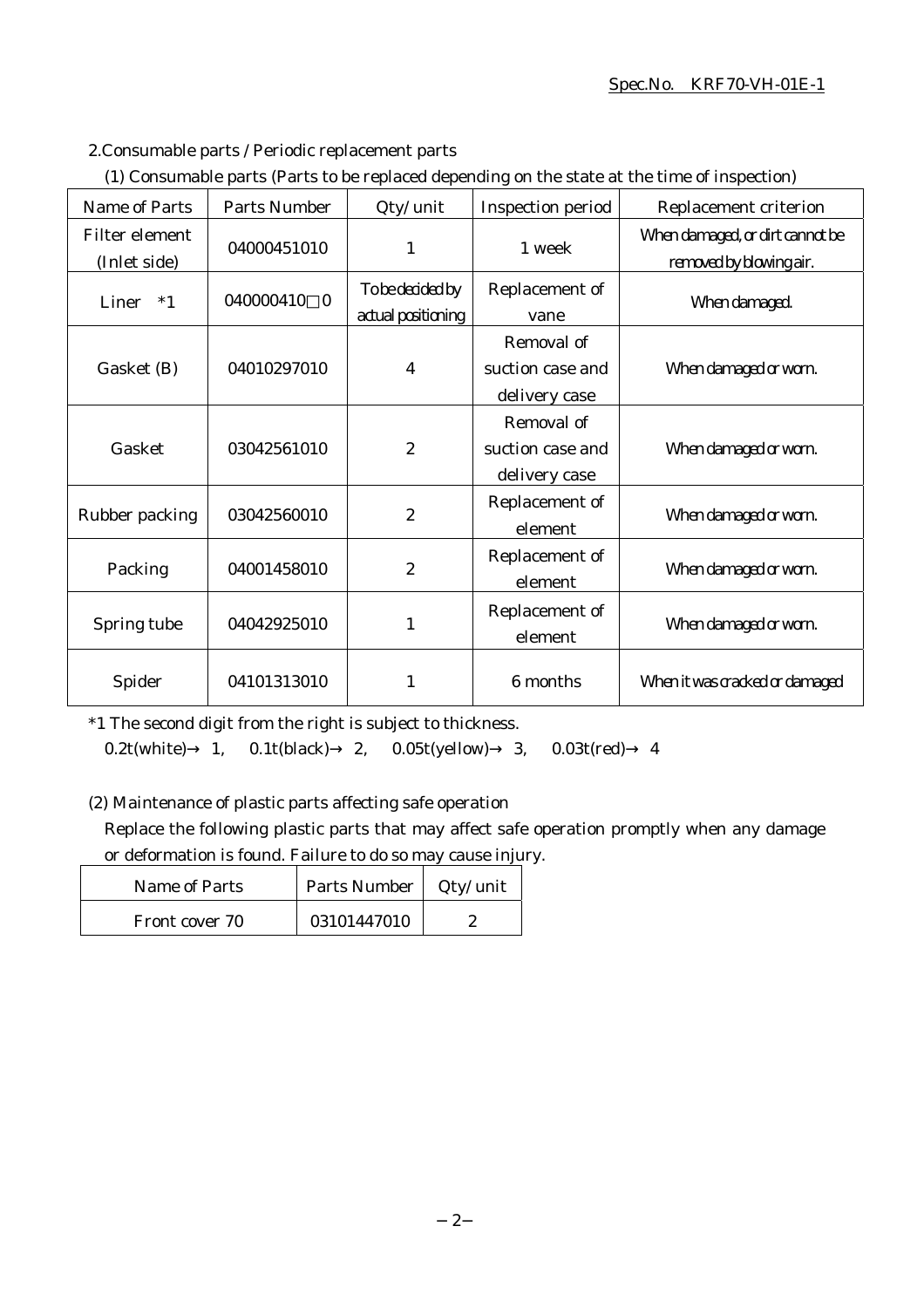## 2.Consumable parts / Periodic replacement parts

(1) Consumable parts (Parts to be replaced depending on the state at the time of inspection)

| Name of Parts | Parts Number | Qty/unit | Inspection period | Replacement criterion |
|---|---|---|---|---|
| Filter element (Inlet side) | 04000451010 | 1 | 1 week | When damaged, or dirt cannot be removed by blowing air. |
| Liner *1 | 040000410□0 | To be decided by actual positioning | Replacement of vane | When damaged. |
| Gasket (B) | 04010297010 | 4 | Removal of suction case and delivery case | When damaged or worn. |
| Gasket | 03042561010 | 2 | Removal of suction case and delivery case | When damaged or worn. |
| Rubber packing | 03042560010 | 2 | Replacement of element | When damaged or worn. |
| Packing | 04001458010 | 2 | Replacement of element | When damaged or worn. |
| Spring tube | 04042925010 | 1 | Replacement of element | When damaged or worn. |
| Spider | 04101313010 | 1 | 6 months | When it was cracked or damaged |

*1 The second digit from the right is subject to thickness.
0.2t(white)→ 1, 0.1t(black)→ 2, 0.05t(yellow)→ 3, 0.03t(red)→ 4

(2) Maintenance of plastic parts affecting safe operation

Replace the following plastic parts that may affect safe operation promptly when any damage or deformation is found. Failure to do so may cause injury.

| Name of Parts | Parts Number | Qty/unit |
|---|---|---|
| Front cover 70 | 03101447010 | 2 |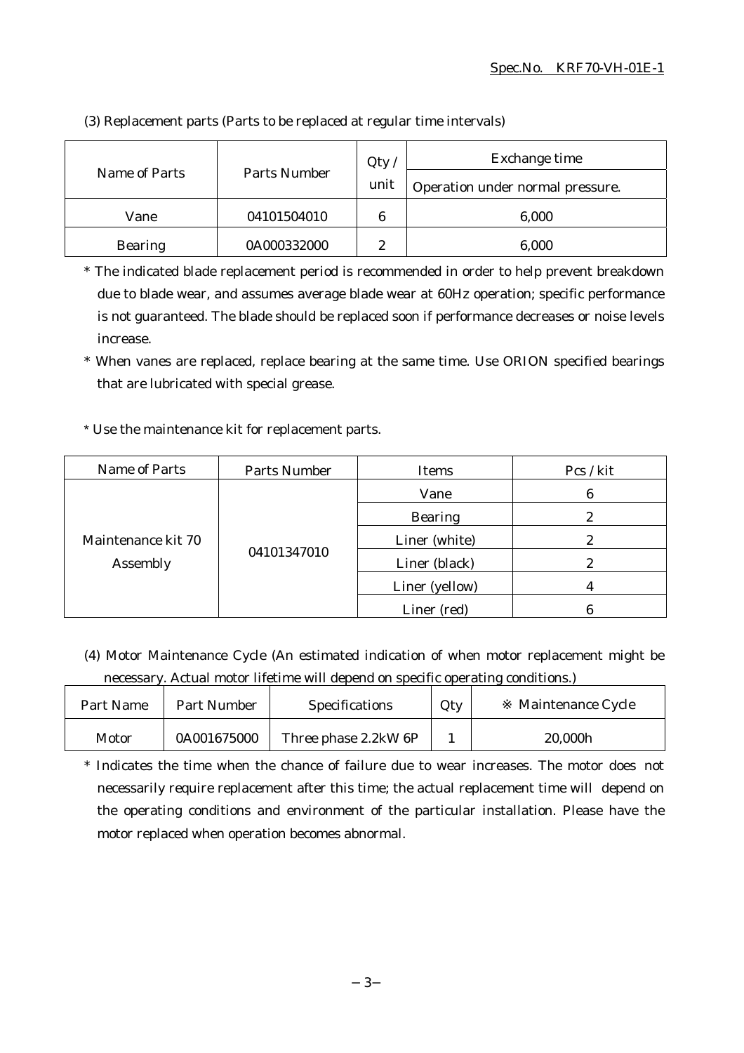(3) Replacement parts (Parts to be replaced at regular time intervals)

| Name of Parts | Parts Number | Qty / unit | Exchange time |
|---|---|---|---|
| | | | Operation under normal pressure. |
| Vane | 04101504010 | 6 | 6,000 |
| Bearing | 0A000332000 | 2 | 6,000 |

* The indicated blade replacement period is recommended in order to help prevent breakdown due to blade wear, and assumes average blade wear at 60Hz operation; specific performance is not guaranteed. The blade should be replaced soon if performance decreases or noise levels increase.
* When vanes are replaced, replace bearing at the same time. Use ORION specified bearings that are lubricated with special grease.

* Use the maintenance kit for replacement parts.

| Name of Parts | Parts Number | Items | Pcs / kit |
|---|---|---|---|
| Maintenance kit 70 Assembly | 04101347010 | Vane | 6 |
| | | Bearing | 2 |
| | | Liner (white) | 2 |
| | | Liner (black) | 2 |
| | | Liner (yellow) | 4 |
| | | Liner (red) | 6 |

(4) Motor Maintenance Cycle (An estimated indication of when motor replacement might be necessary. Actual motor lifetime will depend on specific operating conditions.)

| Part Name | Part Number | Specifications | Qty | ※ Maintenance Cycle |
|---|---|---|---|---|
| Motor | 0A001675000 | Three phase 2.2kW 6P | 1 | 20,000h |

* Indicates the time when the chance of failure due to wear increases. The motor does not necessarily require replacement after this time; the actual replacement time will depend on the operating conditions and environment of the particular installation. Please have the motor replaced when operation becomes abnormal.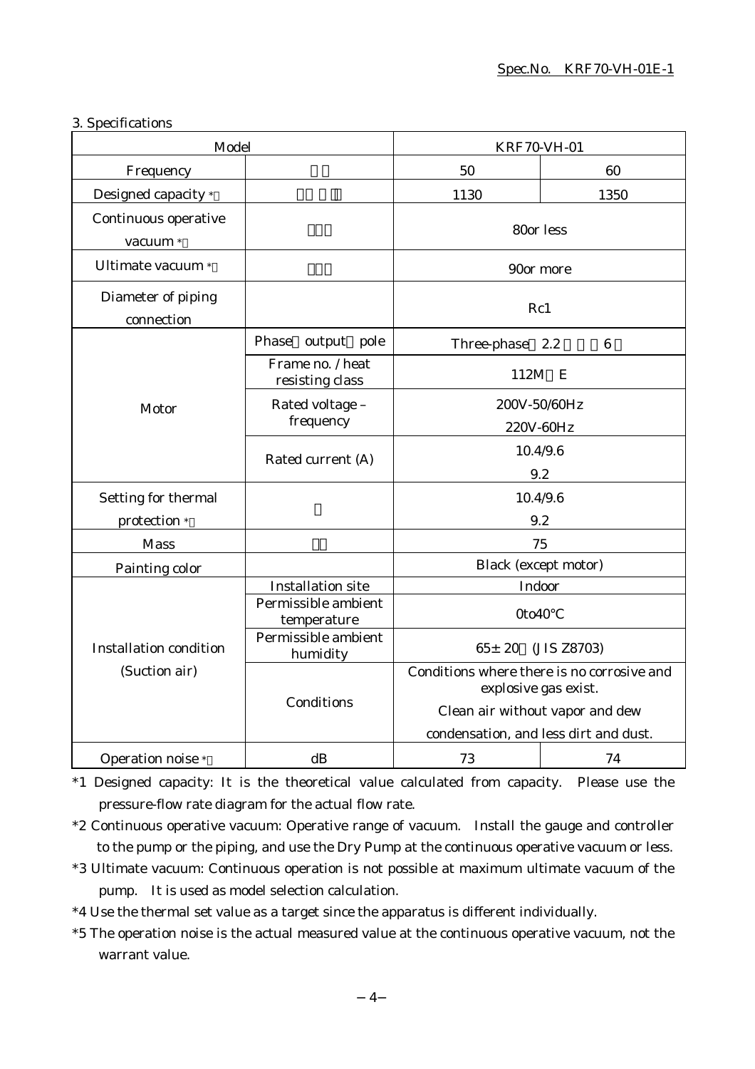3. Specifications

| Model | | KRF70-VH-01 | |
|---|---|---|---|
| Frequency | | 50 | 60 |
| Designed capacity *1 | | 1130 | 1350 |
| Continuous operative vacuum *2 | | 80or less | |
| Ultimate vacuum *3 | | 90or more | |
| Diameter of piping connection | | Rc1 | |
| Motor | Phase output pole | Three-phase 2.2 6 | |
| | Frame no. / heat resisting class | 112M E | |
| | Rated voltage – frequency | 200V-50/60Hz<br>220V-60Hz | |
| | Rated current (A) | 10.4/9.6<br>9.2 | |
| Setting for thermal protection *4 | | 10.4/9.6<br>9.2 | |
| Mass | | 75 | |
| Painting color | | Black (except motor) | |
| Installation condition (Suction air) | Installation site | Indoor | |
| | Permissible ambient temperature | 0to40℃ | |
| | Permissible ambient humidity | 65± 20 (JIS Z8703) | |
| | Conditions | Conditions where there is no corrosive and explosive gas exist.<br>Clean air without vapor and dew condensation, and less dirt and dust. | |
| Operation noise *5 | dB | 73 | 74 |

*1 Designed capacity: It is the theoretical value calculated from capacity. Please use the pressure-flow rate diagram for the actual flow rate.

*2 Continuous operative vacuum: Operative range of vacuum. Install the gauge and controller to the pump or the piping, and use the Dry Pump at the continuous operative vacuum or less.

*3 Ultimate vacuum: Continuous operation is not possible at maximum ultimate vacuum of the pump. It is used as model selection calculation.

*4 Use the thermal set value as a target since the apparatus is different individually.

*5 The operation noise is the actual measured value at the continuous operative vacuum, not the warrant value.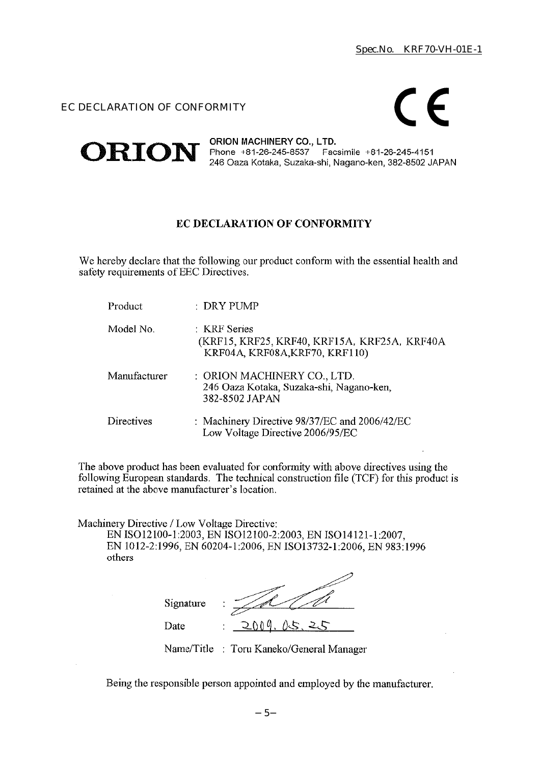Spec.No. KRF70-VH-01E-1

EC DECLARATION OF CONFORMITY

CE

**ORION**

**ORION MACHINERY CO., LTD.**
Phone +81-26-245-8537 Facsimile +81-26-245-4151
246 Oaza Kotaka, Suzaka-shi, Nagano-ken, 382-8502 JAPAN

## EC DECLARATION OF CONFORMITY

We hereby declare that the following our product conform with the essential health and safety requirements of EEC Directives.

| | |
|---|---|
| Product | : DRY PUMP |
| Model No. | : KRF Series<br>(KRF15, KRF25, KRF40, KRF15A, KRF25A, KRF40A<br>KRF04A, KRF08A,KRF70, KRF110) |
| Manufacturer | : ORION MACHINERY CO., LTD.<br>246 Oaza Kotaka, Suzaka-shi, Nagano-ken,<br>382-8502 JAPAN |
| Directives | : Machinery Directive 98/37/EC and 2006/42/EC<br>Low Voltage Directive 2006/95/EC |

The above product has been evaluated for conformity with above directives using the following European standards. The technical construction file (TCF) for this product is retained at the above manufacturer's location.

Machinery Directive / Low Voltage Directive:
EN ISO12100-1:2003, EN ISO12100-2:2003, EN ISO14121-1:2007,
EN 1012-2:1996, EN 60204-1:2006, EN ISO13732-1:2006, EN 983:1996
others

Signature :

Date : 2009. 05. 25

Name/Title : Toru Kaneko/General Manager

Being the responsible person appointed and employed by the manufacturer.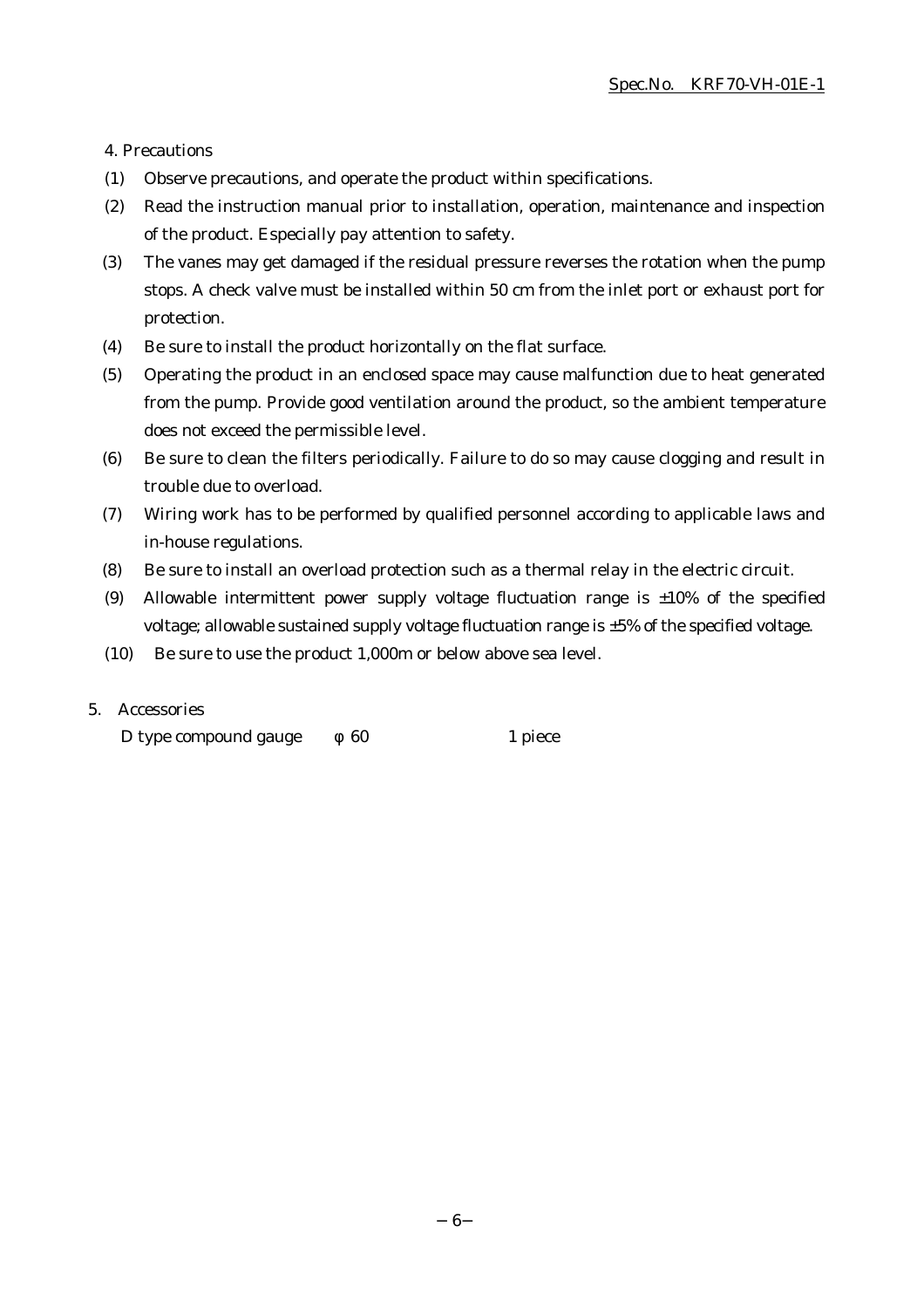## 4. Precautions

(1) Observe precautions, and operate the product within specifications.

(2) Read the instruction manual prior to installation, operation, maintenance and inspection of the product. Especially pay attention to safety.

(3) The vanes may get damaged if the residual pressure reverses the rotation when the pump stops. A check valve must be installed within 50 cm from the inlet port or exhaust port for protection.

(4) Be sure to install the product horizontally on the flat surface.

(5) Operating the product in an enclosed space may cause malfunction due to heat generated from the pump. Provide good ventilation around the product, so the ambient temperature does not exceed the permissible level.

(6) Be sure to clean the filters periodically. Failure to do so may cause clogging and result in trouble due to overload.

(7) Wiring work has to be performed by qualified personnel according to applicable laws and in-house regulations.

(8) Be sure to install an overload protection such as a thermal relay in the electric circuit.

(9) Allowable intermittent power supply voltage fluctuation range is ±10% of the specified voltage; allowable sustained supply voltage fluctuation range is ±5% of the specified voltage.

(10) Be sure to use the product 1,000m or below above sea level.

## 5. Accessories

D type compound gauge φ 60 1 piece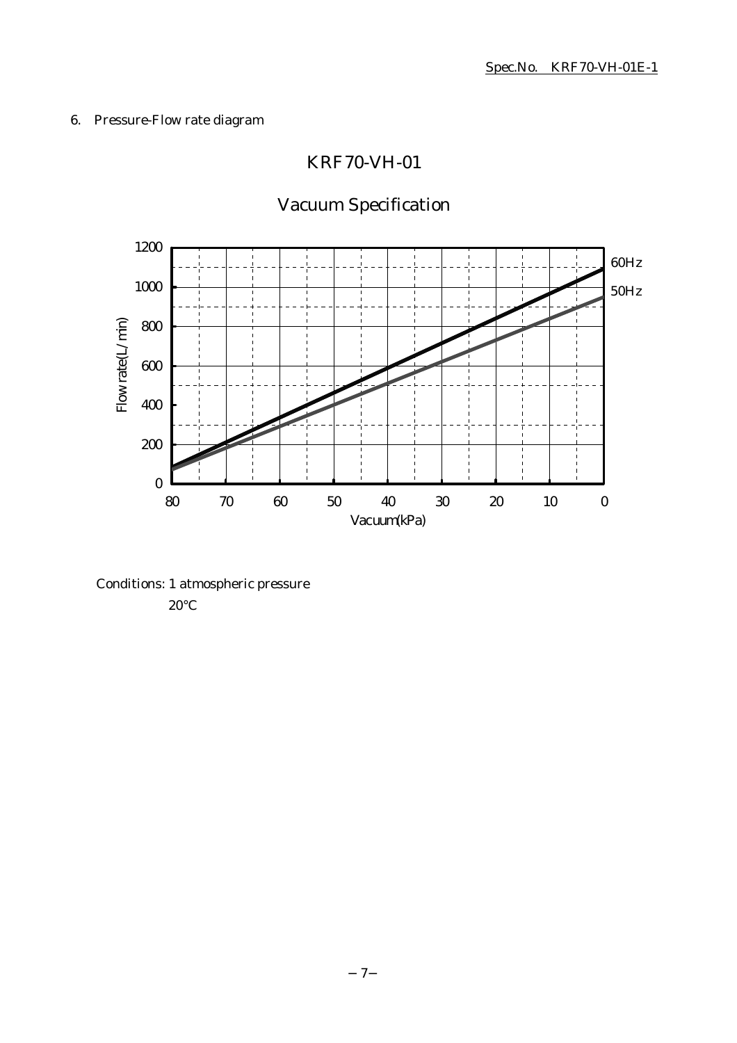## 6. Pressure-Flow rate diagram

### KRF70-VH-01

### Vacuum Specification

Flow rate(L/min) vs. Vacuum(kPa) — 60Hz, 50Hz

Conditions: 1 atmospheric pressure
20°C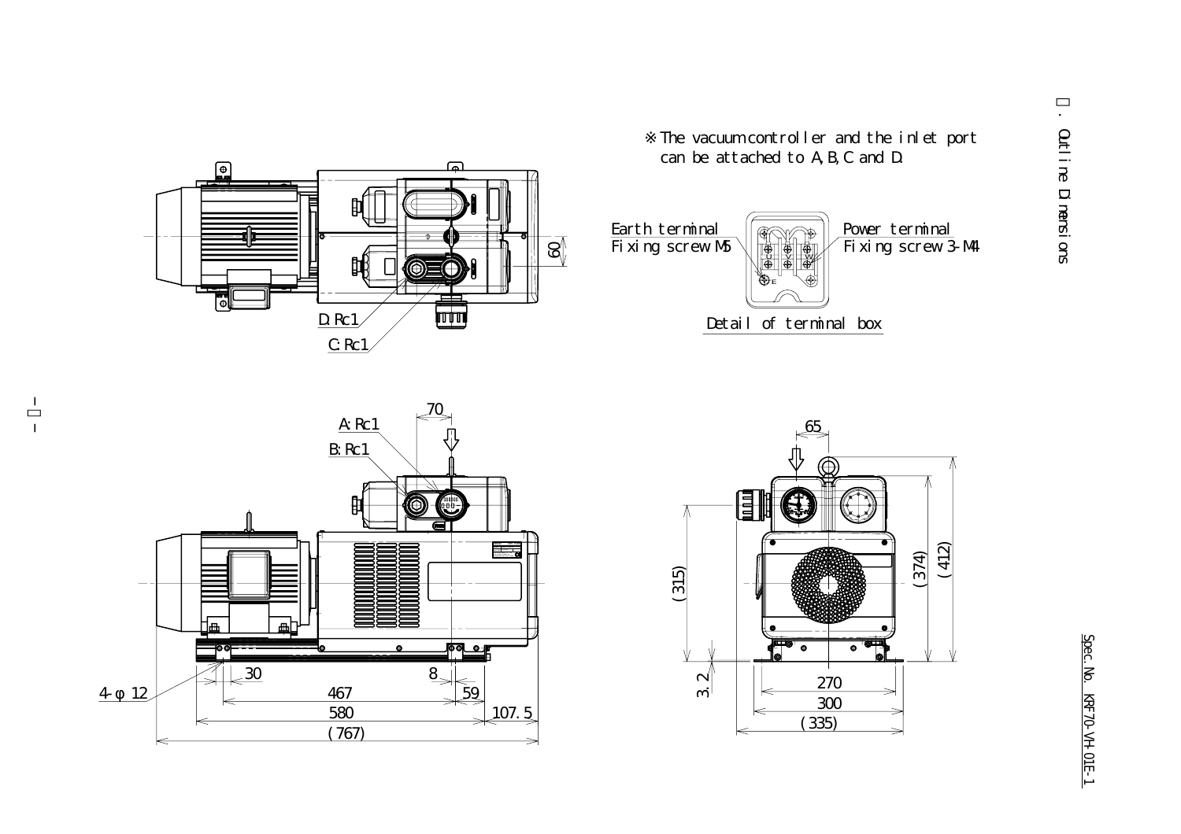## □. Outline Dimensions

※ The vacuum controller and the inlet port can be attached to A, B, C and D.

D: Rc1

C: Rc1

60

Earth terminal
Fixing screw M5

Power terminal
Fixing screw 3-M4

U V W

E

Detail of terminal box

70

A: Rc1

B: Rc1

4-φ 12

30

8

467

59

580

107.5

(767)

65

(315)

(374)

(412)

3.2

270

300

(335)

Spec. No. KRF70-VH-01E-1